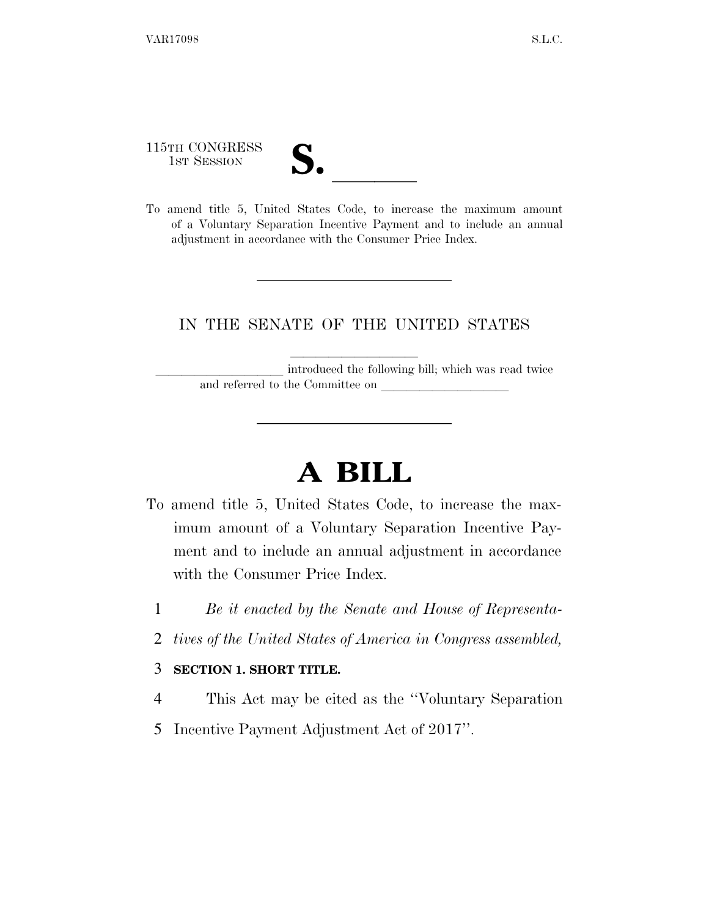115TH CONGRESS
1ST SESSION

# S. \_\_\_\_\_\_

To amend title 5, United States Code, to increase the maximum amount of a Voluntary Separation Incentive Payment and to include an annual adjustment in accordance with the Consumer Price Index.

---

IN THE SENATE OF THE UNITED STATES

\_\_\_\_\_\_\_\_\_\_\_\_\_\_\_\_\_\_\_\_ introduced the following bill; which was read twice and referred to the Committee on \_\_\_\_\_\_\_\_\_\_\_\_\_\_\_\_\_\_\_\_

---

# A BILL

To amend title 5, United States Code, to increase the maximum amount of a Voluntary Separation Incentive Payment and to include an annual adjustment in accordance with the Consumer Price Index.

1 *Be it enacted by the Senate and House of Representa-*
2 *tives of the United States of America in Congress assembled,*

3 **SECTION 1. SHORT TITLE.**

4 This Act may be cited as the ''Voluntary Separation
5 Incentive Payment Adjustment Act of 2017''.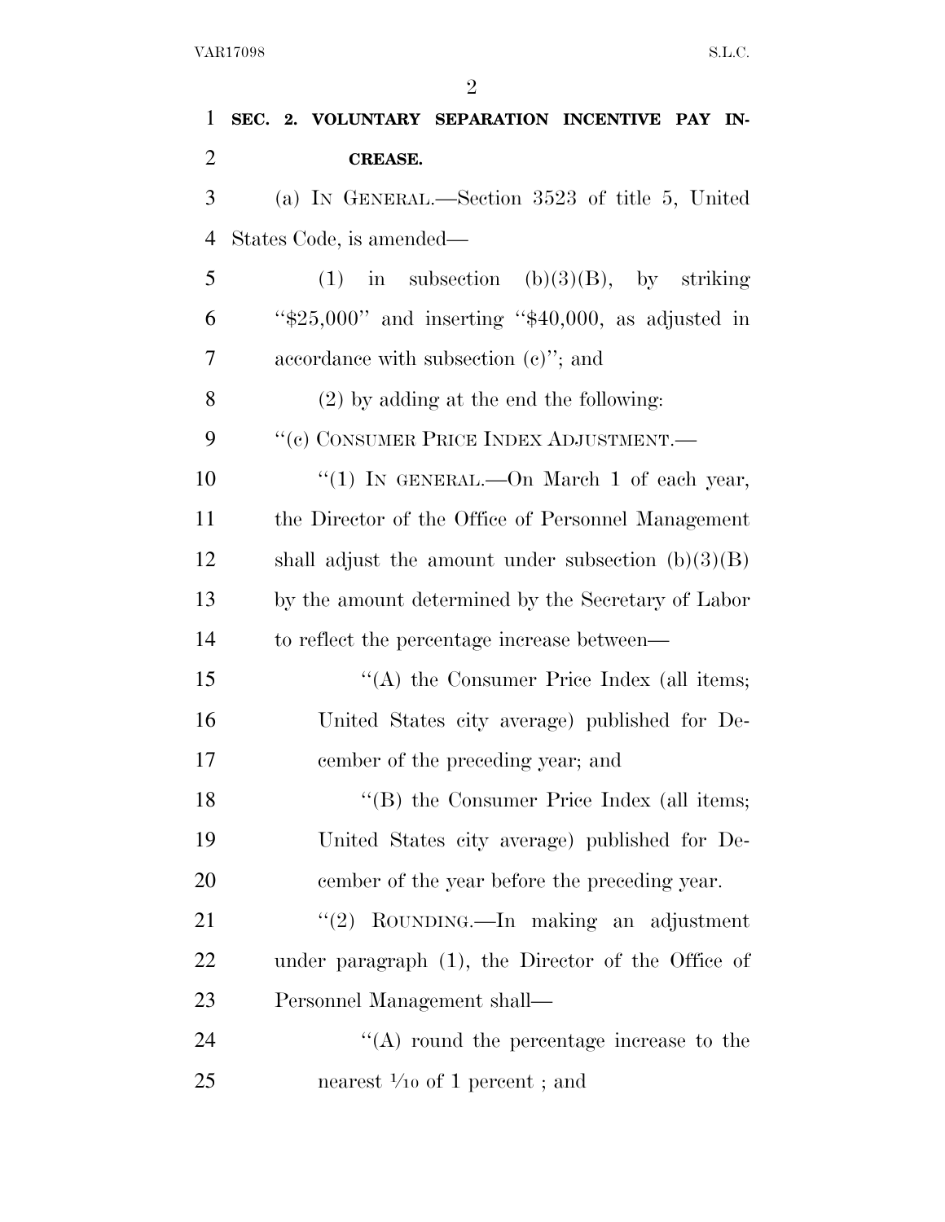**SEC. 2. VOLUNTARY SEPARATION INCENTIVE PAY INCREASE.**

(a) IN GENERAL.—Section 3523 of title 5, United States Code, is amended—

(1) in subsection (b)(3)(B), by striking "$25,000" and inserting "$40,000, as adjusted in accordance with subsection (c)"; and

(2) by adding at the end the following:

"(c) CONSUMER PRICE INDEX ADJUSTMENT.—

"(1) IN GENERAL.—On March 1 of each year, the Director of the Office of Personnel Management shall adjust the amount under subsection (b)(3)(B) by the amount determined by the Secretary of Labor to reflect the percentage increase between—

"(A) the Consumer Price Index (all items; United States city average) published for December of the preceding year; and

"(B) the Consumer Price Index (all items; United States city average) published for December of the year before the preceding year.

"(2) ROUNDING.—In making an adjustment under paragraph (1), the Director of the Office of Personnel Management shall—

"(A) round the percentage increase to the nearest 1/10 of 1 percent ; and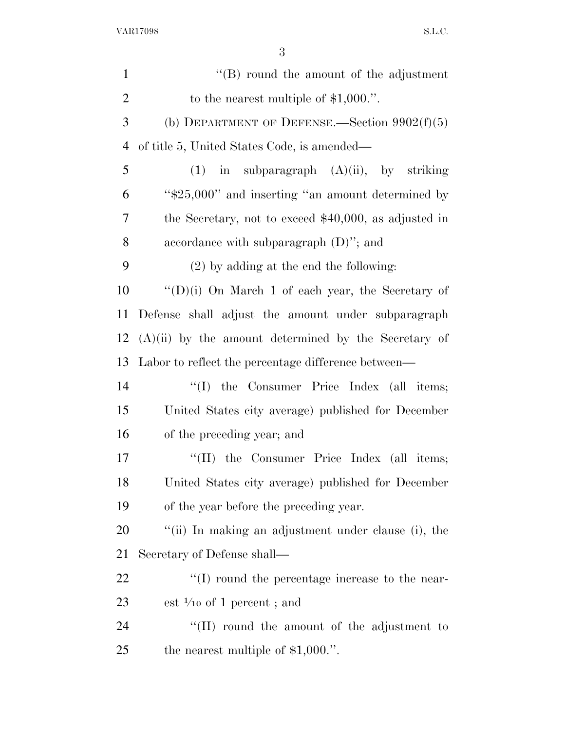"(B) round the amount of the adjustment to the nearest multiple of $1,000.".

(b) DEPARTMENT OF DEFENSE.—Section 9902(f)(5) of title 5, United States Code, is amended—

(1) in subparagraph (A)(ii), by striking "$25,000" and inserting "an amount determined by the Secretary, not to exceed $40,000, as adjusted in accordance with subparagraph (D)"; and

(2) by adding at the end the following:

"(D)(i) On March 1 of each year, the Secretary of Defense shall adjust the amount under subparagraph (A)(ii) by the amount determined by the Secretary of Labor to reflect the percentage difference between—

"(I) the Consumer Price Index (all items; United States city average) published for December of the preceding year; and

"(II) the Consumer Price Index (all items; United States city average) published for December of the year before the preceding year.

"(ii) In making an adjustment under clause (i), the Secretary of Defense shall—

"(I) round the percentage increase to the nearest 1/10 of 1 percent ; and

"(II) round the amount of the adjustment to the nearest multiple of $1,000.".